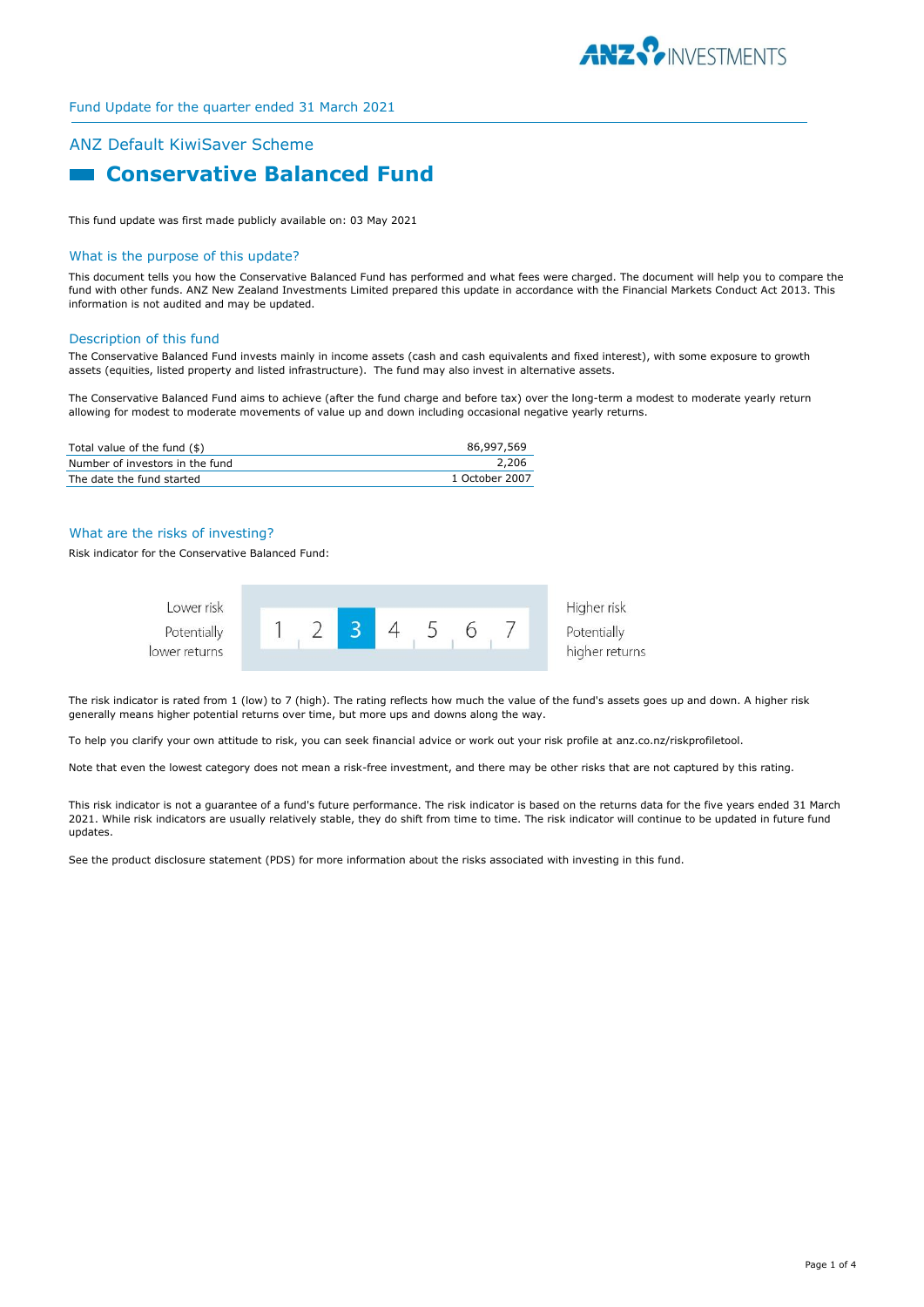Fund Update for the quarter ended 31 March 2021

## ANZ Default KiwiSaver Scheme

# Conservative Balanced Fund

This fund update was first made publicly available on: 03 May 2021

## What is the purpose of this update?

This document tells you how the Conservative Balanced Fund has performed and what fees were charged. The document will help you to compare the fund with other funds. ANZ New Zealand Investments Limited prepared this update in accordance with the Financial Markets Conduct Act 2013. This information is not audited and may be updated.

## Description of this fund

The Conservative Balanced Fund invests mainly in income assets (cash and cash equivalents and fixed interest), with some exposure to growth assets (equities, listed property and listed infrastructure). The fund may also invest in alternative assets.

The Conservative Balanced Fund aims to achieve (after the fund charge and before tax) over the long-term a modest to moderate yearly return allowing for modest to moderate movements of value up and down including occasional negative yearly returns.

| | |
|---|---|
| Total value of the fund ($) | 86,997,569 |
| Number of investors in the fund | 2,206 |
| The date the fund started | 1 October 2007 |

## What are the risks of investing?

Risk indicator for the Conservative Balanced Fund:

| Lower risk<br>Potentially lower returns | 1 | 2 | **3** | 4 | 5 | 6 | 7 | Higher risk<br>Potentially higher returns |
|---|---|---|---|---|---|---|---|---|

The risk indicator is rated from 1 (low) to 7 (high). The rating reflects how much the value of the fund's assets goes up and down. A higher risk generally means higher potential returns over time, but more ups and downs along the way.

To help you clarify your own attitude to risk, you can seek financial advice or work out your risk profile at anz.co.nz/riskprofiletool.

Note that even the lowest category does not mean a risk-free investment, and there may be other risks that are not captured by this rating.

This risk indicator is not a guarantee of a fund's future performance. The risk indicator is based on the returns data for the five years ended 31 March 2021. While risk indicators are usually relatively stable, they do shift from time to time. The risk indicator will continue to be updated in future fund updates.

See the product disclosure statement (PDS) for more information about the risks associated with investing in this fund.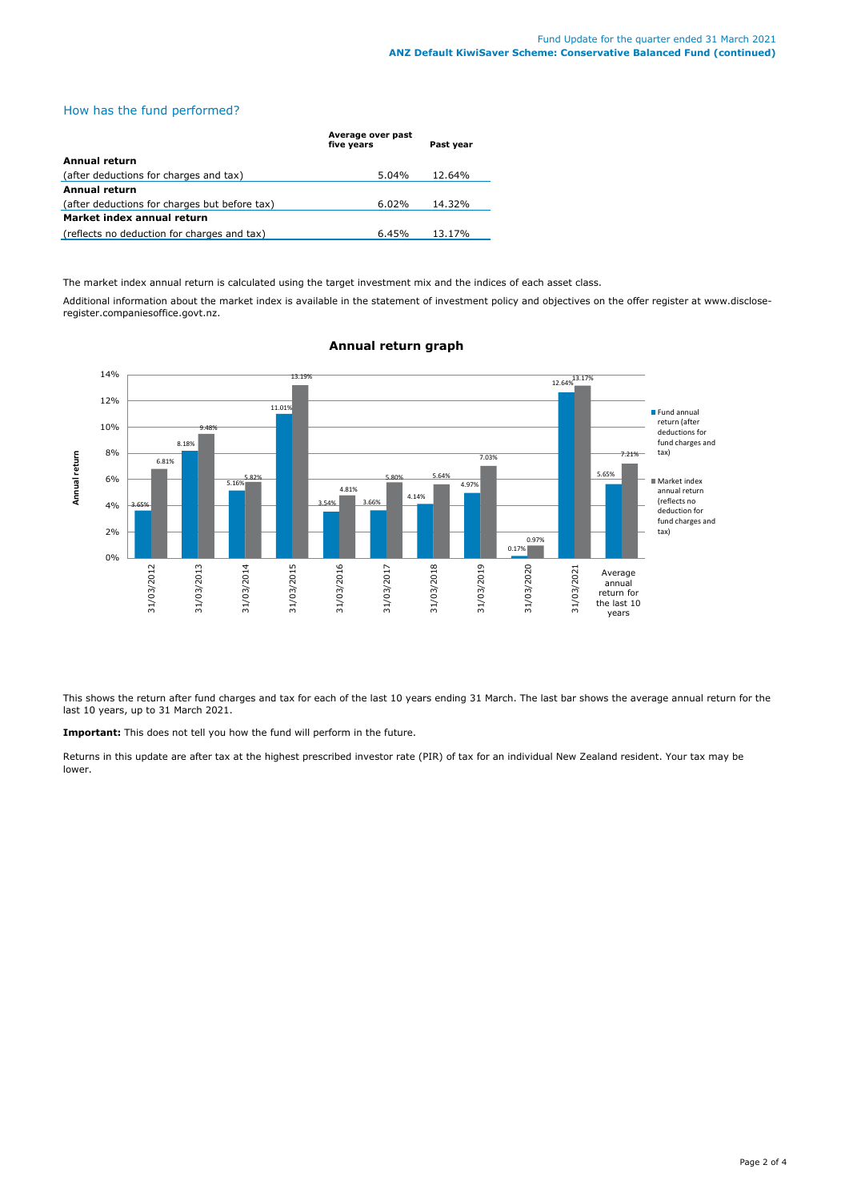## How has the fund performed?

| | Average over past five years | Past year |
|---|---|---|
| **Annual return** | | |
| (after deductions for charges and tax) | 5.04% | 12.64% |
| **Annual return** | | |
| (after deductions for charges but before tax) | 6.02% | 14.32% |
| **Market index annual return** | | |
| (reflects no deduction for charges and tax) | 6.45% | 13.17% |

The market index annual return is calculated using the target investment mix and the indices of each asset class.

Additional information about the market index is available in the statement of investment policy and objectives on the offer register at www.disclose-register.companiesoffice.govt.nz.

**Annual return graph**

| | Fund annual return (after deductions for fund charges and tax) | Market index annual return (reflects no deduction for fund charges and tax) |
|---|---|---|
| 31/03/2012 | 3.65% | 6.81% |
| 31/03/2013 | 8.18% | 9.48% |
| 31/03/2014 | 5.16% | 5.82% |
| 31/03/2015 | 11.01% | 13.19% |
| 31/03/2016 | 3.54% | 4.81% |
| 31/03/2017 | 3.66% | 5.80% |
| 31/03/2018 | 4.14% | 5.64% |
| 31/03/2019 | 4.97% | 7.03% |
| 31/03/2020 | 0.17% | 0.97% |
| 31/03/2021 | 12.64% | 13.17% |
| Average annual return for the last 10 years | 5.65% | 7.21% |

This shows the return after fund charges and tax for each of the last 10 years ending 31 March. The last bar shows the average annual return for the last 10 years, up to 31 March 2021.

**Important:** This does not tell you how the fund will perform in the future.

Returns in this update are after tax at the highest prescribed investor rate (PIR) of tax for an individual New Zealand resident. Your tax may be lower.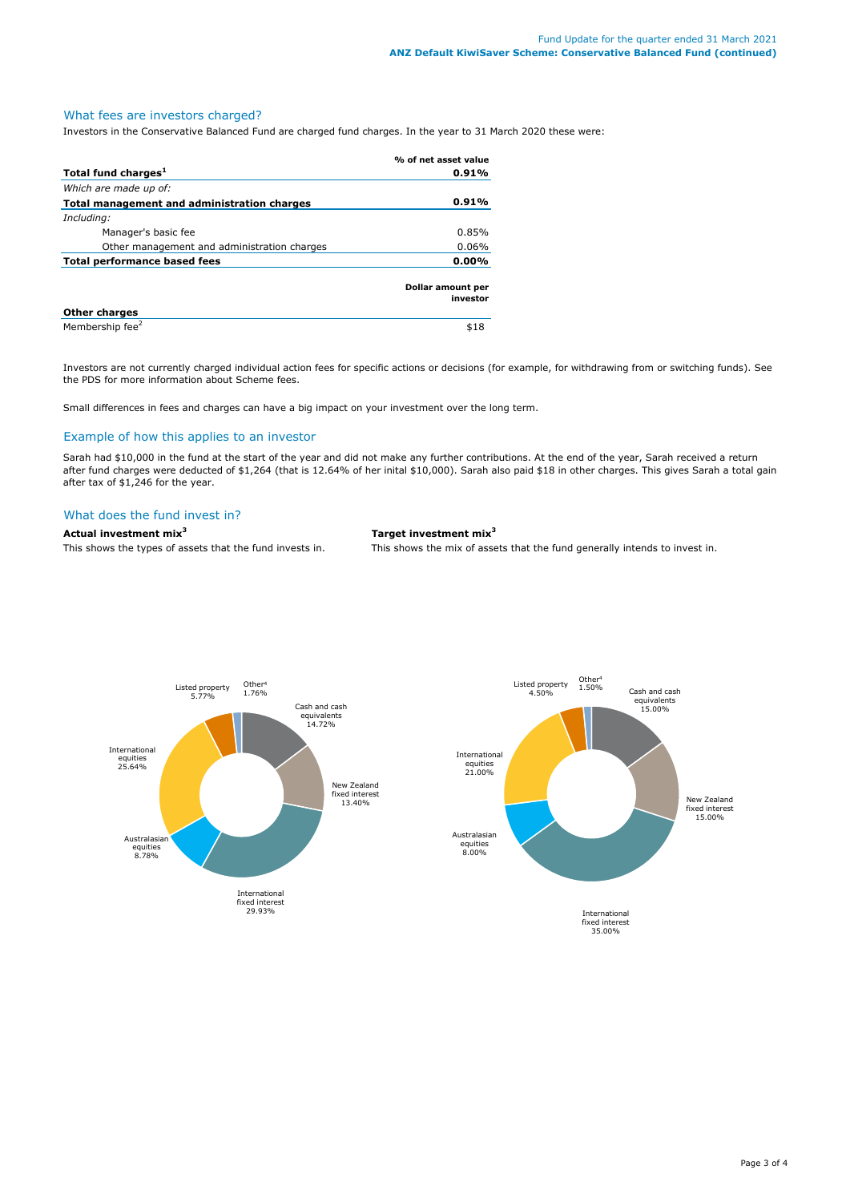## What fees are investors charged?

Investors in the Conservative Balanced Fund are charged fund charges. In the year to 31 March 2020 these were:

| | % of net asset value |
|---|---|
| **Total fund charges[1]** | **0.91%** |
| *Which are made up of:* | |
| **Total management and administration charges** | **0.91%** |
| *Including:* | |
| Manager's basic fee | 0.85% |
| Other management and administration charges | 0.06% |
| **Total performance based fees** | **0.00%** |
| | **Dollar amount per investor** |
| **Other charges** | |
| Membership fee[2] | $18 |

Investors are not currently charged individual action fees for specific actions or decisions (for example, for withdrawing from or switching funds). See the PDS for more information about Scheme fees.

Small differences in fees and charges can have a big impact on your investment over the long term.

## Example of how this applies to an investor

Sarah had $10,000 in the fund at the start of the year and did not make any further contributions. At the end of the year, Sarah received a return after fund charges were deducted of $1,264 (that is 12.64% of her inital $10,000). Sarah also paid $18 in other charges. This gives Sarah a total gain after tax of $1,246 for the year.

## What does the fund invest in?

**Actual investment mix[3]**

This shows the types of assets that the fund invests in.

| Asset class | Actual investment mix |
|---|---|
| Cash and cash equivalents | 14.72% |
| New Zealand fixed interest | 13.40% |
| International fixed interest | 29.93% |
| Australasian equities | 8.78% |
| International equities | 25.64% |
| Listed property | 5.77% |
| Other[4] | 1.76% |

**Target investment mix[3]**

This shows the mix of assets that the fund generally intends to invest in.

| Asset class | Target investment mix |
|---|---|
| Cash and cash equivalents | 15.00% |
| New Zealand fixed interest | 15.00% |
| International fixed interest | 35.00% |
| Australasian equities | 8.00% |
| International equities | 21.00% |
| Listed property | 4.50% |
| Other[4] | 1.50% |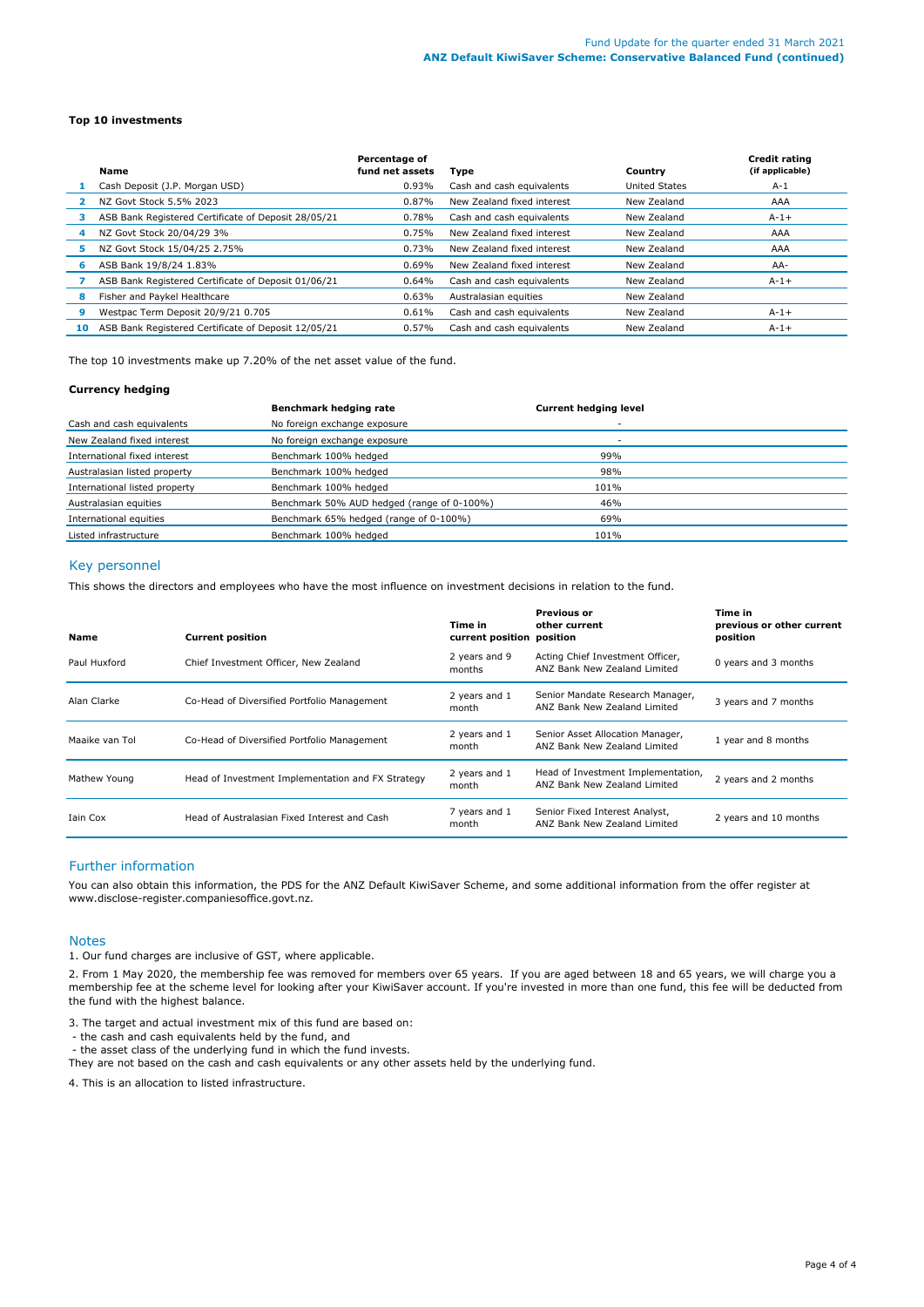### Top 10 investments

| | Name | Percentage of fund net assets | Type | Country | Credit rating (if applicable) |
|---|---|---|---|---|---|
| 1 | Cash Deposit (J.P. Morgan USD) | 0.93% | Cash and cash equivalents | United States | A-1 |
| 2 | NZ Govt Stock 5.5% 2023 | 0.87% | New Zealand fixed interest | New Zealand | AAA |
| 3 | ASB Bank Registered Certificate of Deposit 28/05/21 | 0.78% | Cash and cash equivalents | New Zealand | A-1+ |
| 4 | NZ Govt Stock 20/04/29 3% | 0.75% | New Zealand fixed interest | New Zealand | AAA |
| 5 | NZ Govt Stock 15/04/25 2.75% | 0.73% | New Zealand fixed interest | New Zealand | AAA |
| 6 | ASB Bank 19/8/24 1.83% | 0.69% | New Zealand fixed interest | New Zealand | AA- |
| 7 | ASB Bank Registered Certificate of Deposit 01/06/21 | 0.64% | Cash and cash equivalents | New Zealand | A-1+ |
| 8 | Fisher and Paykel Healthcare | 0.63% | Australasian equities | New Zealand | |
| 9 | Westpac Term Deposit 20/9/21 0.705 | 0.61% | Cash and cash equivalents | New Zealand | A-1+ |
| 10 | ASB Bank Registered Certificate of Deposit 12/05/21 | 0.57% | Cash and cash equivalents | New Zealand | A-1+ |

The top 10 investments make up 7.20% of the net asset value of the fund.

### Currency hedging

| | Benchmark hedging rate | Current hedging level |
|---|---|---|
| Cash and cash equivalents | No foreign exchange exposure | - |
| New Zealand fixed interest | No foreign exchange exposure | - |
| International fixed interest | Benchmark 100% hedged | 99% |
| Australasian listed property | Benchmark 100% hedged | 98% |
| International listed property | Benchmark 100% hedged | 101% |
| Australasian equities | Benchmark 50% AUD hedged (range of 0-100%) | 46% |
| International equities | Benchmark 65% hedged (range of 0-100%) | 69% |
| Listed infrastructure | Benchmark 100% hedged | 101% |

## Key personnel

This shows the directors and employees who have the most influence on investment decisions in relation to the fund.

| Name | Current position | Time in current position | Previous or other current position | Time in previous or other current position |
|---|---|---|---|---|
| Paul Huxford | Chief Investment Officer, New Zealand | 2 years and 9 months | Acting Chief Investment Officer, ANZ Bank New Zealand Limited | 0 years and 3 months |
| Alan Clarke | Co-Head of Diversified Portfolio Management | 2 years and 1 month | Senior Mandate Research Manager, ANZ Bank New Zealand Limited | 3 years and 7 months |
| Maaike van Tol | Co-Head of Diversified Portfolio Management | 2 years and 1 month | Senior Asset Allocation Manager, ANZ Bank New Zealand Limited | 1 year and 8 months |
| Mathew Young | Head of Investment Implementation and FX Strategy | 2 years and 1 month | Head of Investment Implementation, ANZ Bank New Zealand Limited | 2 years and 2 months |
| Iain Cox | Head of Australasian Fixed Interest and Cash | 7 years and 1 month | Senior Fixed Interest Analyst, ANZ Bank New Zealand Limited | 2 years and 10 months |

## Further information

You can also obtain this information, the PDS for the ANZ Default KiwiSaver Scheme, and some additional information from the offer register at www.disclose-register.companiesoffice.govt.nz.

## Notes

1. Our fund charges are inclusive of GST, where applicable.

2. From 1 May 2020, the membership fee was removed for members over 65 years. If you are aged between 18 and 65 years, we will charge you a membership fee at the scheme level for looking after your KiwiSaver account. If you're invested in more than one fund, this fee will be deducted from the fund with the highest balance.

3. The target and actual investment mix of this fund are based on:
- the cash and cash equivalents held by the fund, and
- the asset class of the underlying fund in which the fund invests.

They are not based on the cash and cash equivalents or any other assets held by the underlying fund.

4. This is an allocation to listed infrastructure.